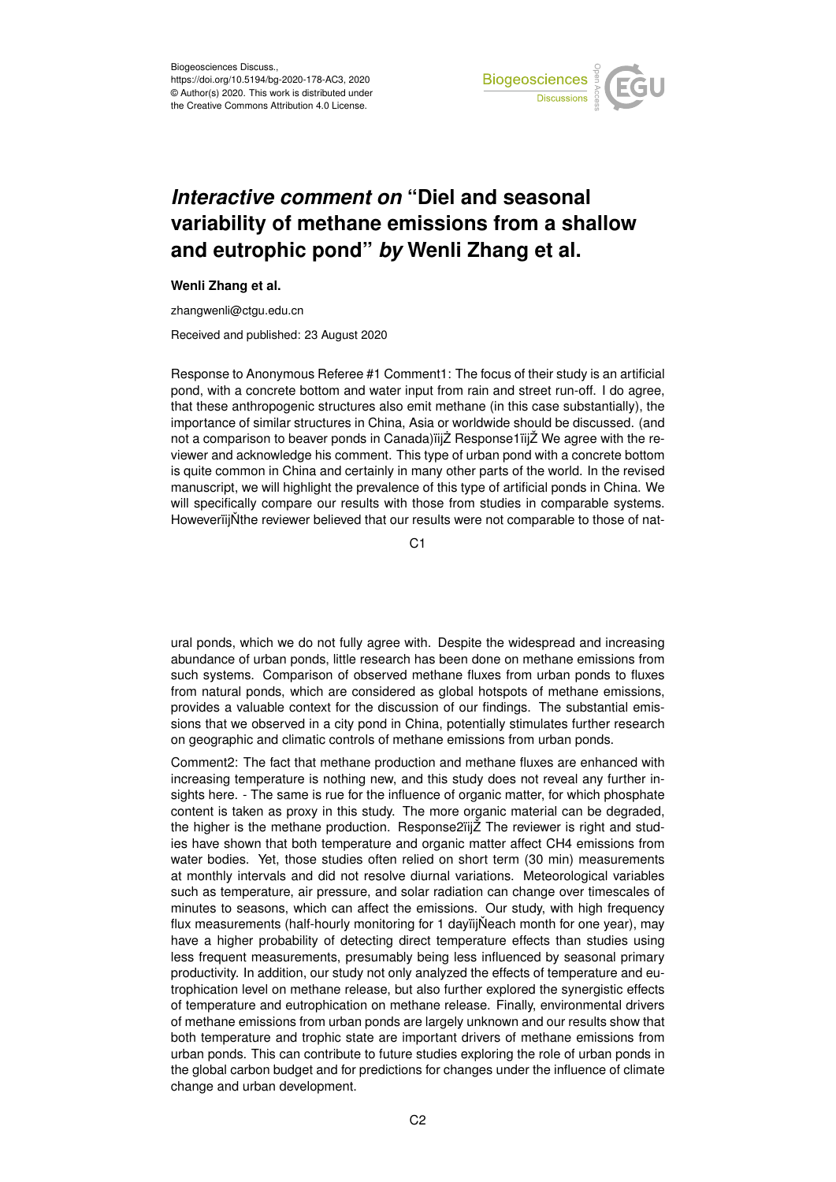Biogeosciences Discuss.,
https://doi.org/10.5194/bg-2020-178-AC3, 2020
© Author(s) 2020. This work is distributed under
the Creative Commons Attribution 4.0 License.

# *Interactive comment on* "Diel and seasonal variability of methane emissions from a shallow and eutrophic pond" *by* Wenli Zhang et al.

**Wenli Zhang et al.**

zhangwenli@ctgu.edu.cn

Received and published: 23 August 2020

Response to Anonymous Referee #1 Comment1: The focus of their study is an artificial pond, with a concrete bottom and water input from rain and street run-off. I do agree, that these anthropogenic structures also emit methane (in this case substantially), the importance of similar structures in China, Asia or worldwide should be discussed. (and not a comparison to beaver ponds in Canada)ïijŽ Response1ïijŽ We agree with the reviewer and acknowledge his comment. This type of urban pond with a concrete bottom is quite common in China and certainly in many other parts of the world. In the revised manuscript, we will highlight the prevalence of this type of artificial ponds in China. We will specifically compare our results with those from studies in comparable systems. HoweverïijŇthe reviewer believed that our results were not comparable to those of natural ponds, which we do not fully agree with. Despite the widespread and increasing abundance of urban ponds, little research has been done on methane emissions from such systems. Comparison of observed methane fluxes from urban ponds to fluxes from natural ponds, which are considered as global hotspots of methane emissions, provides a valuable context for the discussion of our findings. The substantial emissions that we observed in a city pond in China, potentially stimulates further research on geographic and climatic controls of methane emissions from urban ponds.

Comment2: The fact that methane production and methane fluxes are enhanced with increasing temperature is nothing new, and this study does not reveal any further insights here. - The same is rue for the influence of organic matter, for which phosphate content is taken as proxy in this study. The more organic material can be degraded, the higher is the methane production. Response2ïijŽ The reviewer is right and studies have shown that both temperature and organic matter affect $CH_4$ emissions from water bodies. Yet, those studies often relied on short term (30 min) measurements at monthly intervals and did not resolve diurnal variations. Meteorological variables such as temperature, air pressure, and solar radiation can change over timescales of minutes to seasons, which can affect the emissions. Our study, with high frequency flux measurements (half-hourly monitoring for 1 dayïijŇeach month for one year), may have a higher probability of detecting direct temperature effects than studies using less frequent measurements, presumably being less influenced by seasonal primary productivity. In addition, our study not only analyzed the effects of temperature and eutrophication level on methane release, but also further explored the synergistic effects of temperature and eutrophication on methane release. Finally, environmental drivers of methane emissions from urban ponds are largely unknown and our results show that both temperature and trophic state are important drivers of methane emissions from urban ponds. This can contribute to future studies exploring the role of urban ponds in the global carbon budget and for predictions for changes under the influence of climate change and urban development.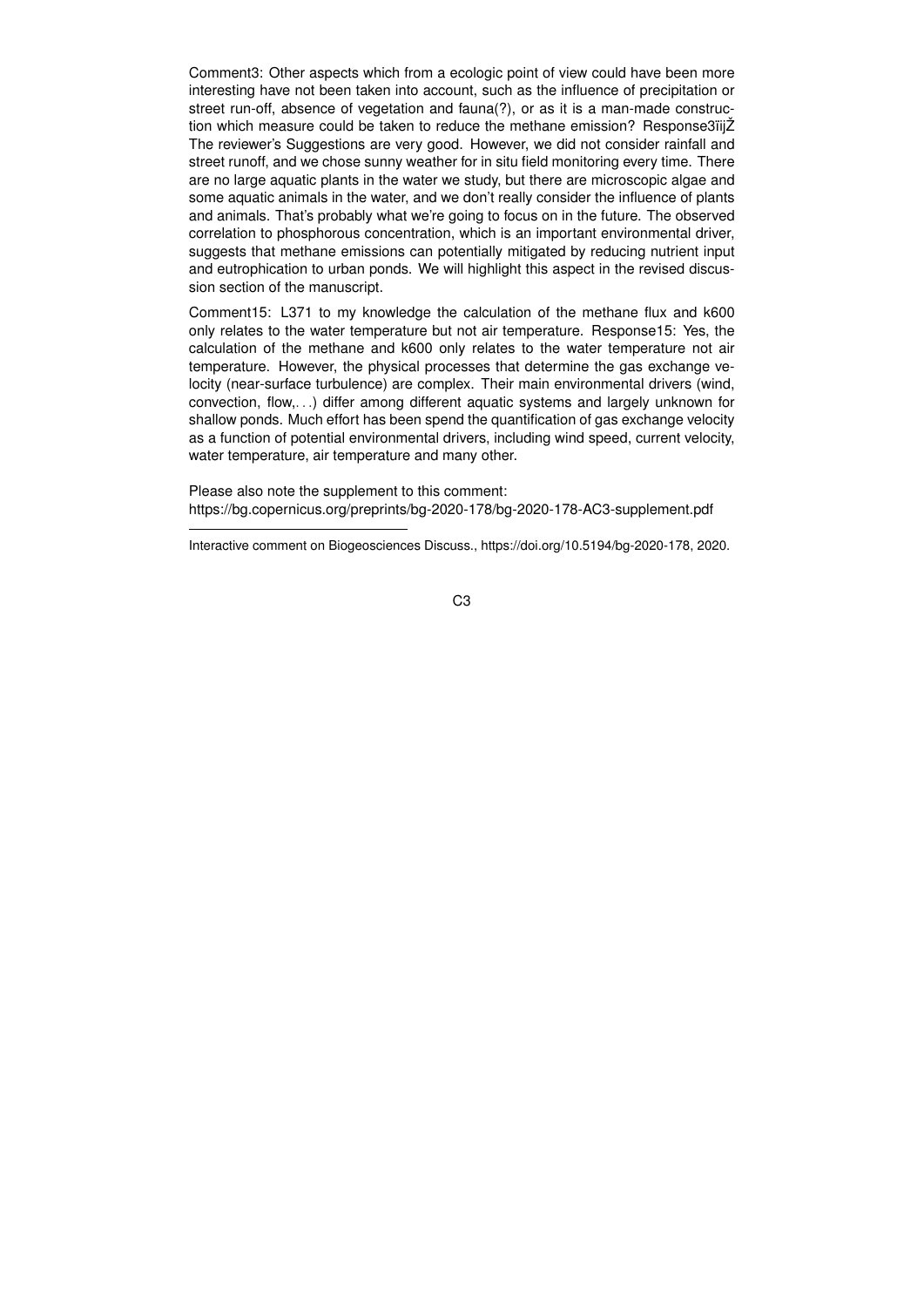Comment3: Other aspects which from a ecologic point of view could have been more interesting have not been taken into account, such as the influence of precipitation or street run-off, absence of vegetation and fauna(?), or as it is a man-made construction which measure could be taken to reduce the methane emission? Response3ïijŽ The reviewer's Suggestions are very good. However, we did not consider rainfall and street runoff, and we chose sunny weather for in situ field monitoring every time. There are no large aquatic plants in the water we study, but there are microscopic algae and some aquatic animals in the water, and we don't really consider the influence of plants and animals. That's probably what we're going to focus on in the future. The observed correlation to phosphorous concentration, which is an important environmental driver, suggests that methane emissions can potentially mitigated by reducing nutrient input and eutrophication to urban ponds. We will highlight this aspect in the revised discussion section of the manuscript.

Comment15: L371 to my knowledge the calculation of the methane flux and k600 only relates to the water temperature but not air temperature. Response15: Yes, the calculation of the methane and k600 only relates to the water temperature not air temperature. However, the physical processes that determine the gas exchange velocity (near-surface turbulence) are complex. Their main environmental drivers (wind, convection, flow,...) differ among different aquatic systems and largely unknown for shallow ponds. Much effort has been spend the quantification of gas exchange velocity as a function of potential environmental drivers, including wind speed, current velocity, water temperature, air temperature and many other.

Please also note the supplement to this comment:
https://bg.copernicus.org/preprints/bg-2020-178/bg-2020-178-AC3-supplement.pdf

---

Interactive comment on Biogeosciences Discuss., https://doi.org/10.5194/bg-2020-178, 2020.